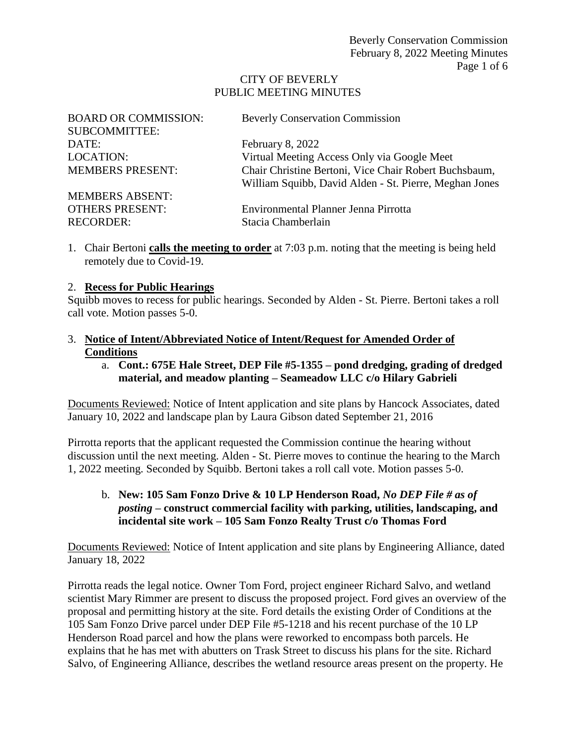CITY OF BEVERLY
PUBLIC MEETING MINUTES

| | |
|---|---|
| BOARD OR COMMISSION: | Beverly Conservation Commission |
| SUBCOMMITTEE: | |
| DATE: | February 8, 2022 |
| LOCATION: | Virtual Meeting Access Only via Google Meet |
| MEMBERS PRESENT: | Chair Christine Bertoni, Vice Chair Robert Buchsbaum, William Squibb, David Alden - St. Pierre, Meghan Jones |
| MEMBERS ABSENT: | |
| OTHERS PRESENT: | Environmental Planner Jenna Pirrotta |
| RECORDER: | Stacia Chamberlain |

1. Chair Bertoni **calls the meeting to order** at 7:03 p.m. noting that the meeting is being held remotely due to Covid-19.

2. **Recess for Public Hearings**

Squibb moves to recess for public hearings. Seconded by Alden - St. Pierre. Bertoni takes a roll call vote. Motion passes 5-0.

3. **Notice of Intent/Abbreviated Notice of Intent/Request for Amended Order of Conditions**

   a. **Cont.: 675E Hale Street, DEP File #5-1355 – pond dredging, grading of dredged material, and meadow planting – Seameadow LLC c/o Hilary Gabrieli**

Documents Reviewed: Notice of Intent application and site plans by Hancock Associates, dated January 10, 2022 and landscape plan by Laura Gibson dated September 21, 2016

Pirrotta reports that the applicant requested the Commission continue the hearing without discussion until the next meeting. Alden - St. Pierre moves to continue the hearing to the March 1, 2022 meeting. Seconded by Squibb. Bertoni takes a roll call vote. Motion passes 5-0.

   b. **New: 105 Sam Fonzo Drive & 10 LP Henderson Road,** ***No DEP File # as of posting*** **– construct commercial facility with parking, utilities, landscaping, and incidental site work – 105 Sam Fonzo Realty Trust c/o Thomas Ford**

Documents Reviewed: Notice of Intent application and site plans by Engineering Alliance, dated January 18, 2022

Pirrotta reads the legal notice. Owner Tom Ford, project engineer Richard Salvo, and wetland scientist Mary Rimmer are present to discuss the proposed project. Ford gives an overview of the proposal and permitting history at the site. Ford details the existing Order of Conditions at the 105 Sam Fonzo Drive parcel under DEP File #5-1218 and his recent purchase of the 10 LP Henderson Road parcel and how the plans were reworked to encompass both parcels. He explains that he has met with abutters on Trask Street to discuss his plans for the site. Richard Salvo, of Engineering Alliance, describes the wetland resource areas present on the property. He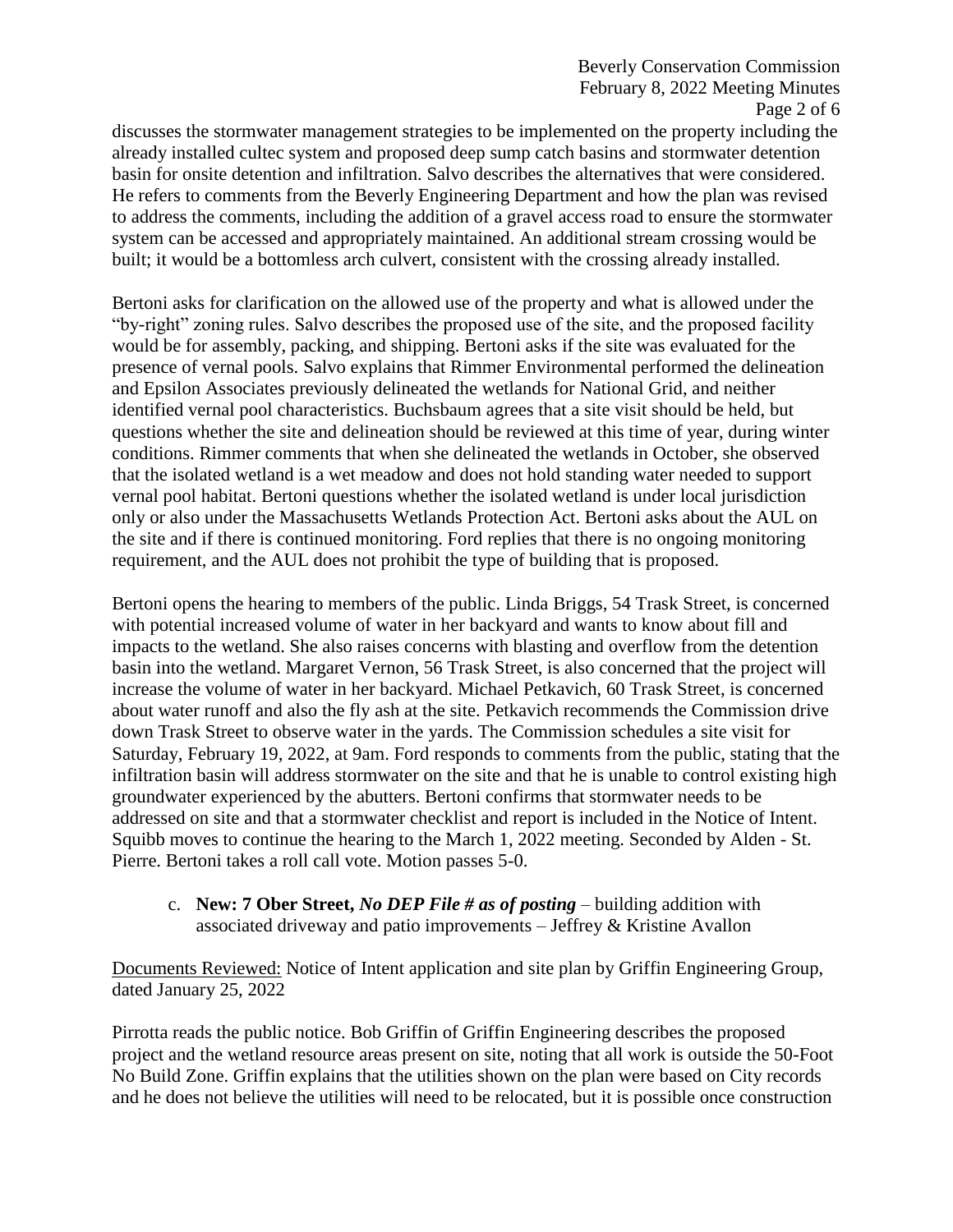discusses the stormwater management strategies to be implemented on the property including the already installed cultec system and proposed deep sump catch basins and stormwater detention basin for onsite detention and infiltration. Salvo describes the alternatives that were considered. He refers to comments from the Beverly Engineering Department and how the plan was revised to address the comments, including the addition of a gravel access road to ensure the stormwater system can be accessed and appropriately maintained. An additional stream crossing would be built; it would be a bottomless arch culvert, consistent with the crossing already installed.

Bertoni asks for clarification on the allowed use of the property and what is allowed under the "by-right" zoning rules. Salvo describes the proposed use of the site, and the proposed facility would be for assembly, packing, and shipping. Bertoni asks if the site was evaluated for the presence of vernal pools. Salvo explains that Rimmer Environmental performed the delineation and Epsilon Associates previously delineated the wetlands for National Grid, and neither identified vernal pool characteristics. Buchsbaum agrees that a site visit should be held, but questions whether the site and delineation should be reviewed at this time of year, during winter conditions. Rimmer comments that when she delineated the wetlands in October, she observed that the isolated wetland is a wet meadow and does not hold standing water needed to support vernal pool habitat. Bertoni questions whether the isolated wetland is under local jurisdiction only or also under the Massachusetts Wetlands Protection Act. Bertoni asks about the AUL on the site and if there is continued monitoring. Ford replies that there is no ongoing monitoring requirement, and the AUL does not prohibit the type of building that is proposed.

Bertoni opens the hearing to members of the public. Linda Briggs, 54 Trask Street, is concerned with potential increased volume of water in her backyard and wants to know about fill and impacts to the wetland. She also raises concerns with blasting and overflow from the detention basin into the wetland. Margaret Vernon, 56 Trask Street, is also concerned that the project will increase the volume of water in her backyard. Michael Petkavich, 60 Trask Street, is concerned about water runoff and also the fly ash at the site. Petkavich recommends the Commission drive down Trask Street to observe water in the yards. The Commission schedules a site visit for Saturday, February 19, 2022, at 9am. Ford responds to comments from the public, stating that the infiltration basin will address stormwater on the site and that he is unable to control existing high groundwater experienced by the abutters. Bertoni confirms that stormwater needs to be addressed on site and that a stormwater checklist and report is included in the Notice of Intent. Squibb moves to continue the hearing to the March 1, 2022 meeting. Seconded by Alden - St. Pierre. Bertoni takes a roll call vote. Motion passes 5-0.

c. **New: 7 Ober Street,** ***No DEP File # as of posting*** – building addition with associated driveway and patio improvements – Jeffrey & Kristine Avallon

Documents Reviewed: Notice of Intent application and site plan by Griffin Engineering Group, dated January 25, 2022

Pirrotta reads the public notice. Bob Griffin of Griffin Engineering describes the proposed project and the wetland resource areas present on site, noting that all work is outside the 50-Foot No Build Zone. Griffin explains that the utilities shown on the plan were based on City records and he does not believe the utilities will need to be relocated, but it is possible once construction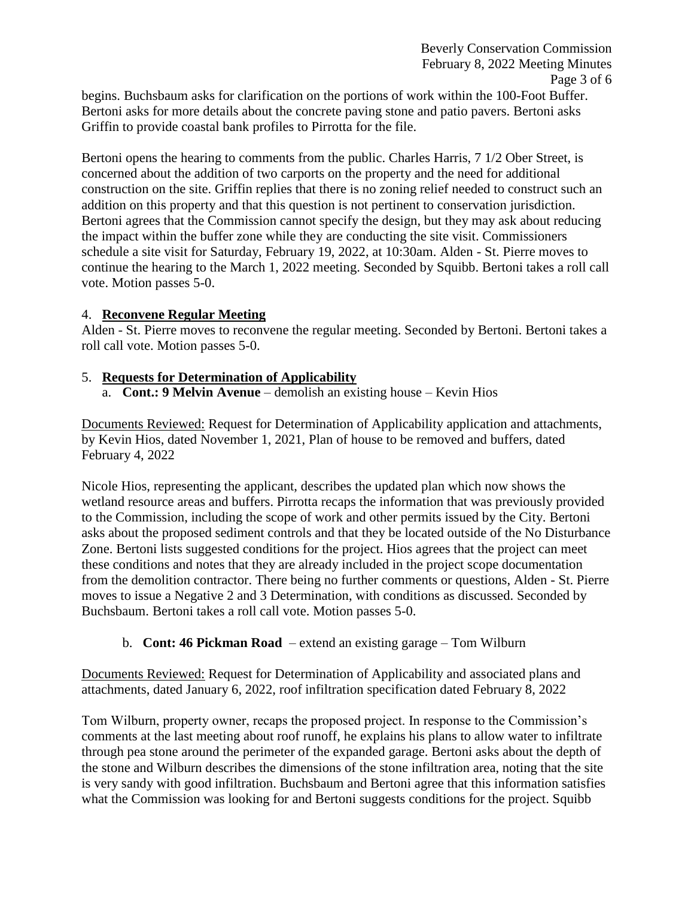begins. Buchsbaum asks for clarification on the portions of work within the 100-Foot Buffer. Bertoni asks for more details about the concrete paving stone and patio pavers. Bertoni asks Griffin to provide coastal bank profiles to Pirrotta for the file.

Bertoni opens the hearing to comments from the public. Charles Harris, 7 1/2 Ober Street, is concerned about the addition of two carports on the property and the need for additional construction on the site. Griffin replies that there is no zoning relief needed to construct such an addition on this property and that this question is not pertinent to conservation jurisdiction. Bertoni agrees that the Commission cannot specify the design, but they may ask about reducing the impact within the buffer zone while they are conducting the site visit. Commissioners schedule a site visit for Saturday, February 19, 2022, at 10:30am. Alden - St. Pierre moves to continue the hearing to the March 1, 2022 meeting. Seconded by Squibb. Bertoni takes a roll call vote. Motion passes 5-0.

4. **Reconvene Regular Meeting**

Alden - St. Pierre moves to reconvene the regular meeting. Seconded by Bertoni. Bertoni takes a roll call vote. Motion passes 5-0.

5. **Requests for Determination of Applicability**
   a. **Cont.: 9 Melvin Avenue** – demolish an existing house – Kevin Hios

Documents Reviewed: Request for Determination of Applicability application and attachments, by Kevin Hios, dated November 1, 2021, Plan of house to be removed and buffers, dated February 4, 2022

Nicole Hios, representing the applicant, describes the updated plan which now shows the wetland resource areas and buffers. Pirrotta recaps the information that was previously provided to the Commission, including the scope of work and other permits issued by the City. Bertoni asks about the proposed sediment controls and that they be located outside of the No Disturbance Zone. Bertoni lists suggested conditions for the project. Hios agrees that the project can meet these conditions and notes that they are already included in the project scope documentation from the demolition contractor. There being no further comments or questions, Alden - St. Pierre moves to issue a Negative 2 and 3 Determination, with conditions as discussed. Seconded by Buchsbaum. Bertoni takes a roll call vote. Motion passes 5-0.

   b. **Cont: 46 Pickman Road** – extend an existing garage – Tom Wilburn

Documents Reviewed: Request for Determination of Applicability and associated plans and attachments, dated January 6, 2022, roof infiltration specification dated February 8, 2022

Tom Wilburn, property owner, recaps the proposed project. In response to the Commission's comments at the last meeting about roof runoff, he explains his plans to allow water to infiltrate through pea stone around the perimeter of the expanded garage. Bertoni asks about the depth of the stone and Wilburn describes the dimensions of the stone infiltration area, noting that the site is very sandy with good infiltration. Buchsbaum and Bertoni agree that this information satisfies what the Commission was looking for and Bertoni suggests conditions for the project. Squibb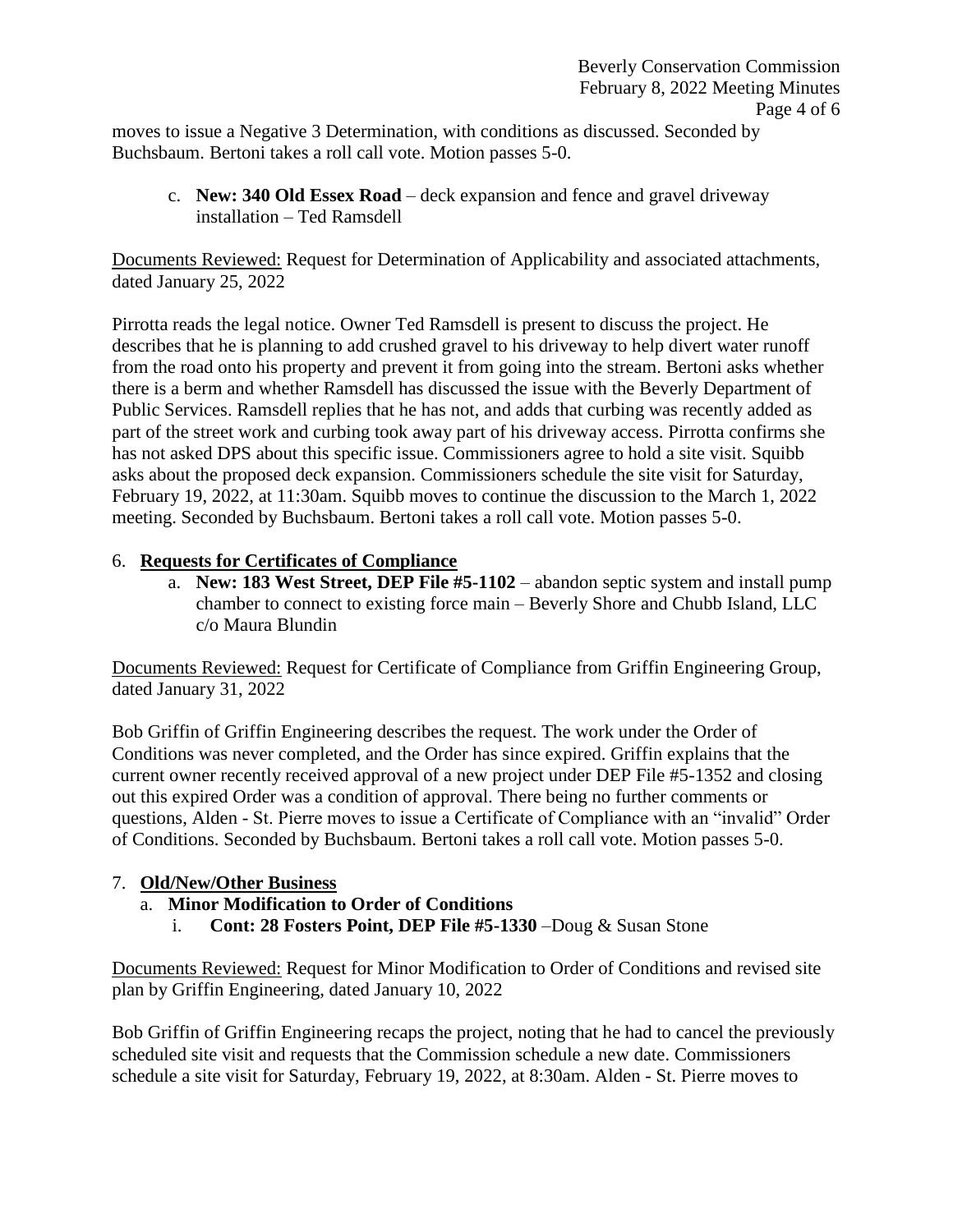moves to issue a Negative 3 Determination, with conditions as discussed. Seconded by Buchsbaum. Bertoni takes a roll call vote. Motion passes 5-0.

c. **New: 340 Old Essex Road** – deck expansion and fence and gravel driveway installation – Ted Ramsdell

Documents Reviewed: Request for Determination of Applicability and associated attachments, dated January 25, 2022

Pirrotta reads the legal notice. Owner Ted Ramsdell is present to discuss the project. He describes that he is planning to add crushed gravel to his driveway to help divert water runoff from the road onto his property and prevent it from going into the stream. Bertoni asks whether there is a berm and whether Ramsdell has discussed the issue with the Beverly Department of Public Services. Ramsdell replies that he has not, and adds that curbing was recently added as part of the street work and curbing took away part of his driveway access. Pirrotta confirms she has not asked DPS about this specific issue. Commissioners agree to hold a site visit. Squibb asks about the proposed deck expansion. Commissioners schedule the site visit for Saturday, February 19, 2022, at 11:30am. Squibb moves to continue the discussion to the March 1, 2022 meeting. Seconded by Buchsbaum. Bertoni takes a roll call vote. Motion passes 5-0.

6. **Requests for Certificates of Compliance**
   a. **New: 183 West Street, DEP File #5-1102** – abandon septic system and install pump chamber to connect to existing force main – Beverly Shore and Chubb Island, LLC c/o Maura Blundin

Documents Reviewed: Request for Certificate of Compliance from Griffin Engineering Group, dated January 31, 2022

Bob Griffin of Griffin Engineering describes the request. The work under the Order of Conditions was never completed, and the Order has since expired. Griffin explains that the current owner recently received approval of a new project under DEP File #5-1352 and closing out this expired Order was a condition of approval. There being no further comments or questions, Alden - St. Pierre moves to issue a Certificate of Compliance with an "invalid" Order of Conditions. Seconded by Buchsbaum. Bertoni takes a roll call vote. Motion passes 5-0.

7. **Old/New/Other Business**
   a. **Minor Modification to Order of Conditions**
      i. **Cont: 28 Fosters Point, DEP File #5-1330** –Doug & Susan Stone

Documents Reviewed: Request for Minor Modification to Order of Conditions and revised site plan by Griffin Engineering, dated January 10, 2022

Bob Griffin of Griffin Engineering recaps the project, noting that he had to cancel the previously scheduled site visit and requests that the Commission schedule a new date. Commissioners schedule a site visit for Saturday, February 19, 2022, at 8:30am. Alden - St. Pierre moves to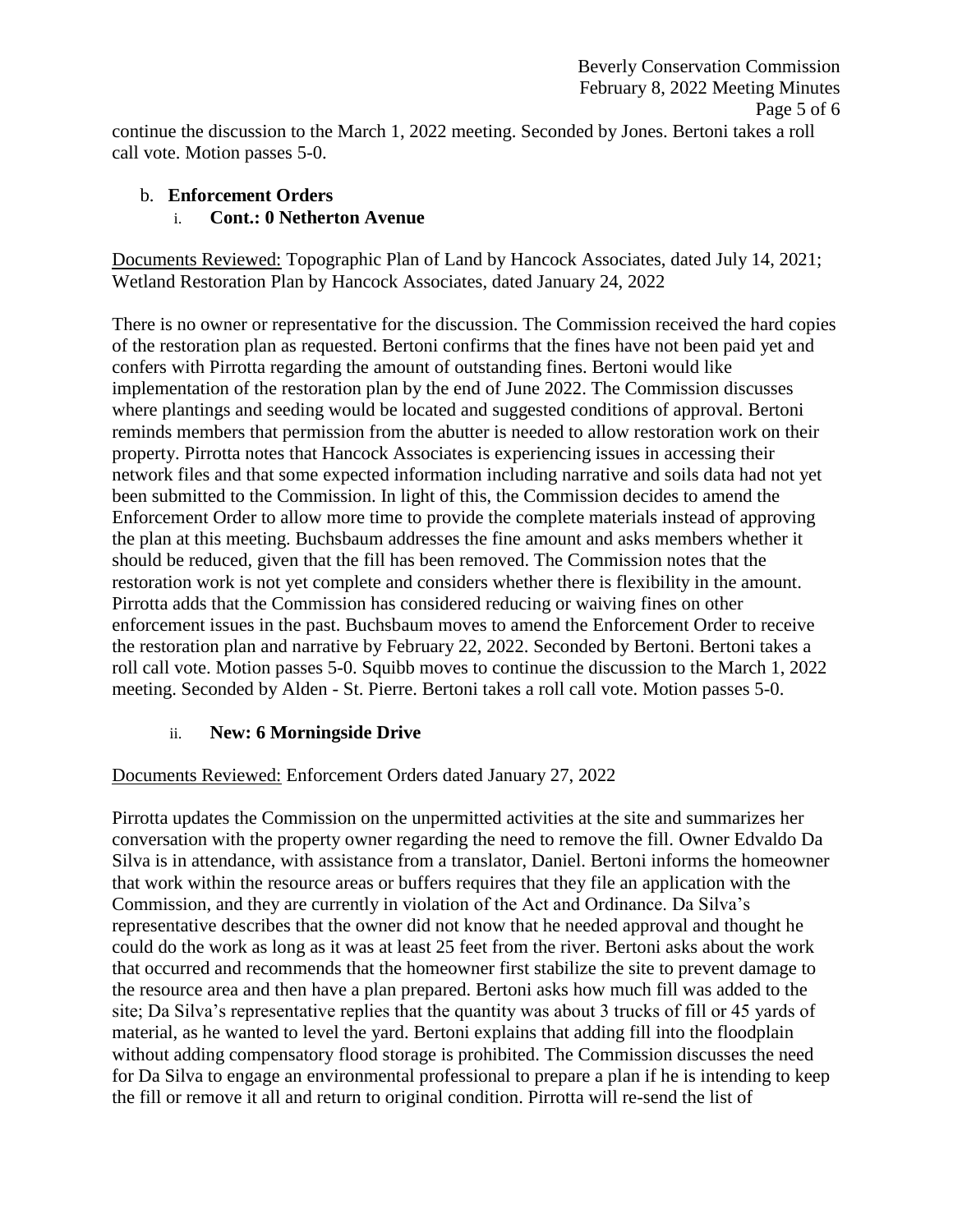continue the discussion to the March 1, 2022 meeting. Seconded by Jones. Bertoni takes a roll call vote. Motion passes 5-0.

b. **Enforcement Orders**

   i. **Cont.: 0 Netherton Avenue**

Documents Reviewed: Topographic Plan of Land by Hancock Associates, dated July 14, 2021; Wetland Restoration Plan by Hancock Associates, dated January 24, 2022

There is no owner or representative for the discussion. The Commission received the hard copies of the restoration plan as requested. Bertoni confirms that the fines have not been paid yet and confers with Pirrotta regarding the amount of outstanding fines. Bertoni would like implementation of the restoration plan by the end of June 2022. The Commission discusses where plantings and seeding would be located and suggested conditions of approval. Bertoni reminds members that permission from the abutter is needed to allow restoration work on their property. Pirrotta notes that Hancock Associates is experiencing issues in accessing their network files and that some expected information including narrative and soils data had not yet been submitted to the Commission. In light of this, the Commission decides to amend the Enforcement Order to allow more time to provide the complete materials instead of approving the plan at this meeting. Buchsbaum addresses the fine amount and asks members whether it should be reduced, given that the fill has been removed. The Commission notes that the restoration work is not yet complete and considers whether there is flexibility in the amount. Pirrotta adds that the Commission has considered reducing or waiving fines on other enforcement issues in the past. Buchsbaum moves to amend the Enforcement Order to receive the restoration plan and narrative by February 22, 2022. Seconded by Bertoni. Bertoni takes a roll call vote. Motion passes 5-0. Squibb moves to continue the discussion to the March 1, 2022 meeting. Seconded by Alden - St. Pierre. Bertoni takes a roll call vote. Motion passes 5-0.

   ii. **New: 6 Morningside Drive**

Documents Reviewed: Enforcement Orders dated January 27, 2022

Pirrotta updates the Commission on the unpermitted activities at the site and summarizes her conversation with the property owner regarding the need to remove the fill. Owner Edvaldo Da Silva is in attendance, with assistance from a translator, Daniel. Bertoni informs the homeowner that work within the resource areas or buffers requires that they file an application with the Commission, and they are currently in violation of the Act and Ordinance. Da Silva's representative describes that the owner did not know that he needed approval and thought he could do the work as long as it was at least 25 feet from the river. Bertoni asks about the work that occurred and recommends that the homeowner first stabilize the site to prevent damage to the resource area and then have a plan prepared. Bertoni asks how much fill was added to the site; Da Silva's representative replies that the quantity was about 3 trucks of fill or 45 yards of material, as he wanted to level the yard. Bertoni explains that adding fill into the floodplain without adding compensatory flood storage is prohibited. The Commission discusses the need for Da Silva to engage an environmental professional to prepare a plan if he is intending to keep the fill or remove it all and return to original condition. Pirrotta will re-send the list of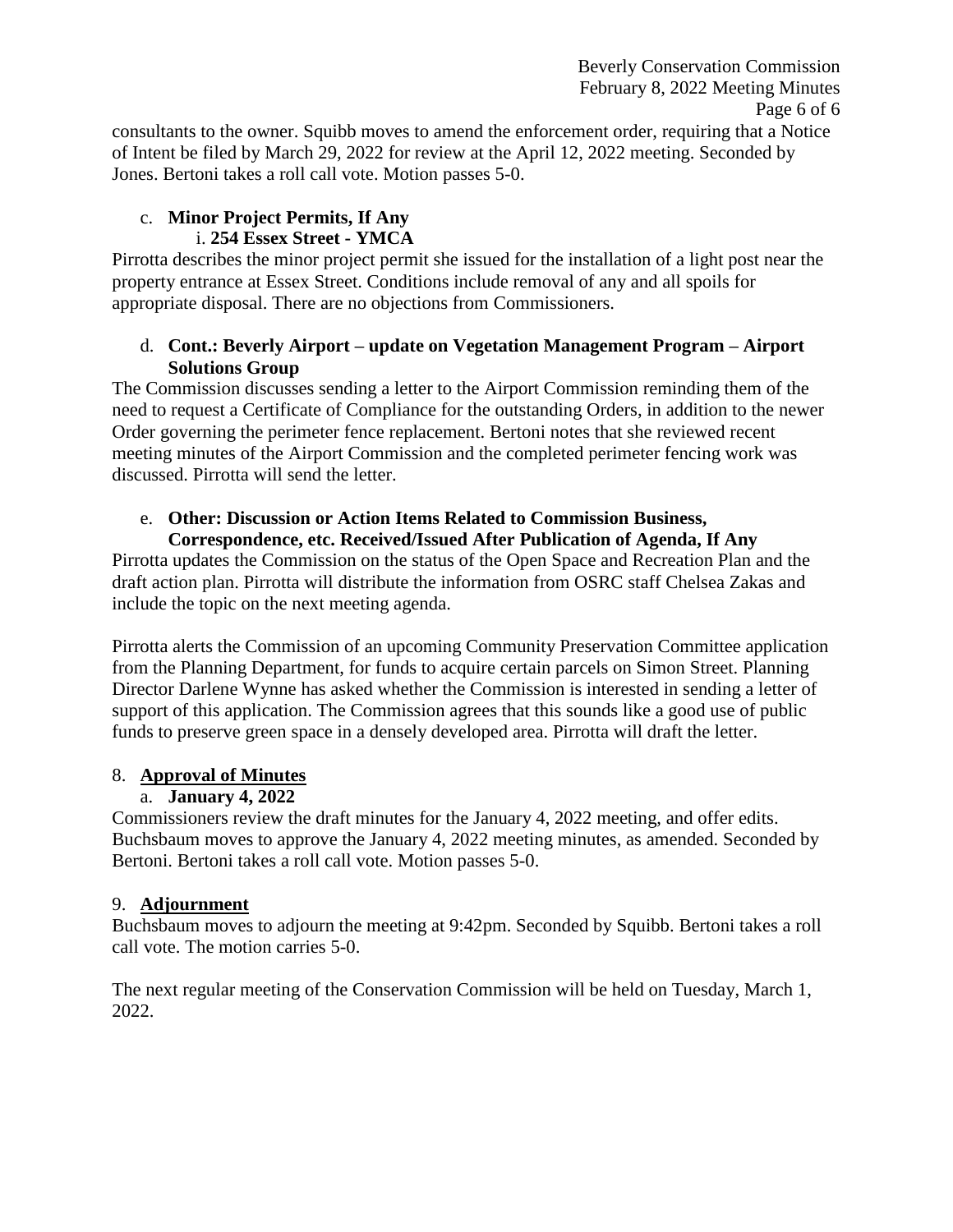consultants to the owner. Squibb moves to amend the enforcement order, requiring that a Notice of Intent be filed by March 29, 2022 for review at the April 12, 2022 meeting. Seconded by Jones. Bertoni takes a roll call vote. Motion passes 5-0.

c. **Minor Project Permits, If Any**

i. **254 Essex Street - YMCA**

Pirrotta describes the minor project permit she issued for the installation of a light post near the property entrance at Essex Street. Conditions include removal of any and all spoils for appropriate disposal. There are no objections from Commissioners.

d. **Cont.: Beverly Airport – update on Vegetation Management Program – Airport Solutions Group**

The Commission discusses sending a letter to the Airport Commission reminding them of the need to request a Certificate of Compliance for the outstanding Orders, in addition to the newer Order governing the perimeter fence replacement. Bertoni notes that she reviewed recent meeting minutes of the Airport Commission and the completed perimeter fencing work was discussed. Pirrotta will send the letter.

e. **Other: Discussion or Action Items Related to Commission Business, Correspondence, etc. Received/Issued After Publication of Agenda, If Any**

Pirrotta updates the Commission on the status of the Open Space and Recreation Plan and the draft action plan. Pirrotta will distribute the information from OSRC staff Chelsea Zakas and include the topic on the next meeting agenda.

Pirrotta alerts the Commission of an upcoming Community Preservation Committee application from the Planning Department, for funds to acquire certain parcels on Simon Street. Planning Director Darlene Wynne has asked whether the Commission is interested in sending a letter of support of this application. The Commission agrees that this sounds like a good use of public funds to preserve green space in a densely developed area. Pirrotta will draft the letter.

## 8. Approval of Minutes

a. **January 4, 2022**

Commissioners review the draft minutes for the January 4, 2022 meeting, and offer edits. Buchsbaum moves to approve the January 4, 2022 meeting minutes, as amended. Seconded by Bertoni. Bertoni takes a roll call vote. Motion passes 5-0.

## 9. Adjournment

Buchsbaum moves to adjourn the meeting at 9:42pm. Seconded by Squibb. Bertoni takes a roll call vote. The motion carries 5-0.

The next regular meeting of the Conservation Commission will be held on Tuesday, March 1, 2022.